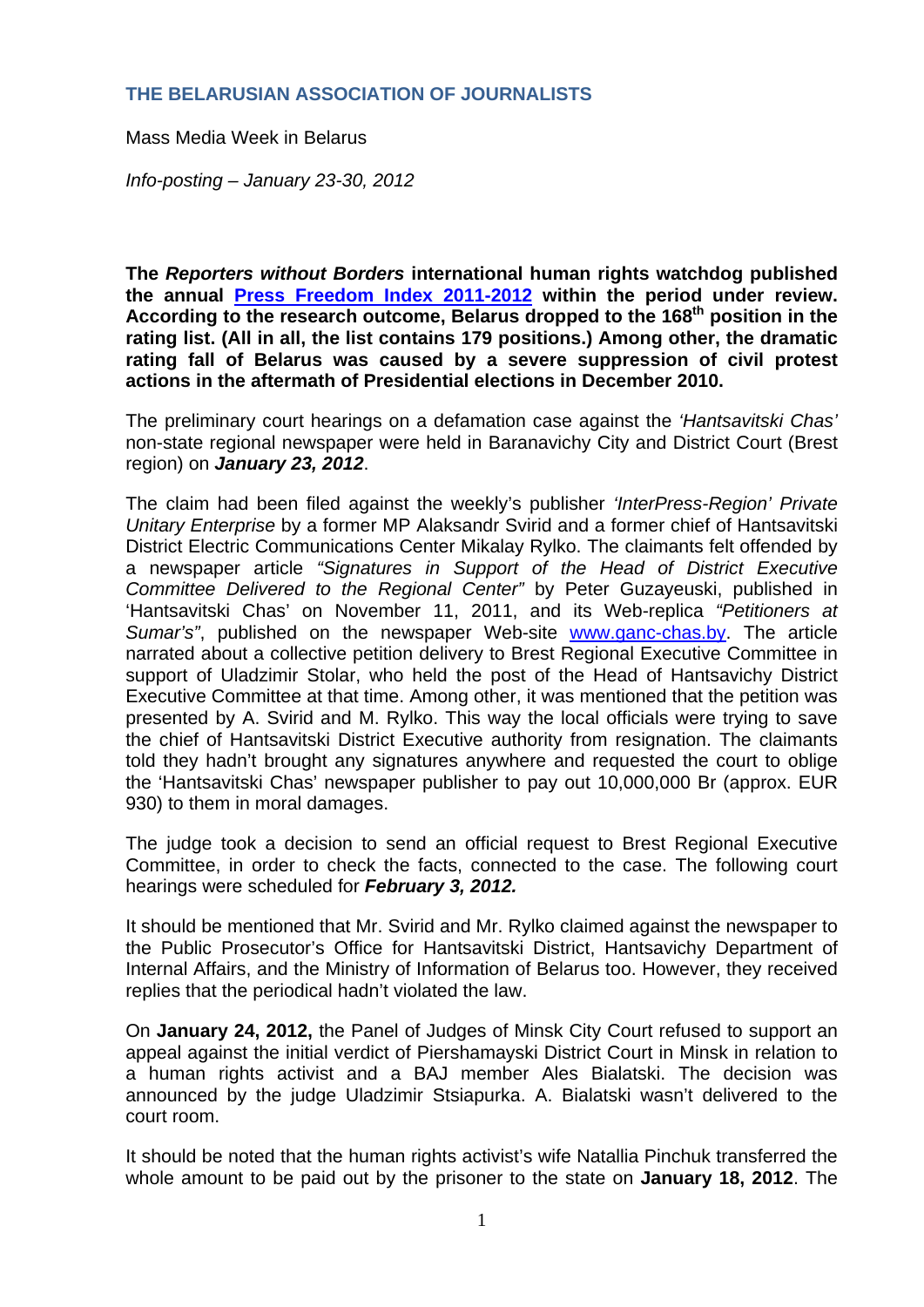# THE BELARUSIAN ASSOCIATION OF JOURNALISTS

Mass Media Week in Belarus

*Info-posting – January 23-30, 2012*

**The *Reporters without Borders* international human rights watchdog published the annual [Press Freedom Index 2011-2012] within the period under review. According to the research outcome, Belarus dropped to the 168th position in the rating list. (All in all, the list contains 179 positions.) Among other, the dramatic rating fall of Belarus was caused by a severe suppression of civil protest actions in the aftermath of Presidential elections in December 2010.**

The preliminary court hearings on a defamation case against the *'Hantsavitski Chas'* non-state regional newspaper were held in Baranavichy City and District Court (Brest region) on ***January 23, 2012***.

The claim had been filed against the weekly's publisher *'InterPress-Region' Private Unitary Enterprise* by a former MP Alaksandr Svirid and a former chief of Hantsavitski District Electric Communications Center Mikalay Rylko. The claimants felt offended by a newspaper article *"Signatures in Support of the Head of District Executive Committee Delivered to the Regional Center"* by Peter Guzayeuski, published in 'Hantsavitski Chas' on November 11, 2011, and its Web-replica *"Petitioners at Sumar's"*, published on the newspaper Web-site www.ganc-chas.by. The article narrated about a collective petition delivery to Brest Regional Executive Committee in support of Uladzimir Stolar, who held the post of the Head of Hantsavichy District Executive Committee at that time. Among other, it was mentioned that the petition was presented by A. Svirid and M. Rylko. This way the local officials were trying to save the chief of Hantsavitski District Executive authority from resignation. The claimants told they hadn't brought any signatures anywhere and requested the court to oblige the 'Hantsavitski Chas' newspaper publisher to pay out 10,000,000 Br (approx. EUR 930) to them in moral damages.

The judge took a decision to send an official request to Brest Regional Executive Committee, in order to check the facts, connected to the case. The following court hearings were scheduled for ***February 3, 2012.***

It should be mentioned that Mr. Svirid and Mr. Rylko claimed against the newspaper to the Public Prosecutor's Office for Hantsavitski District, Hantsavichy Department of Internal Affairs, and the Ministry of Information of Belarus too. However, they received replies that the periodical hadn't violated the law.

On **January 24, 2012,** the Panel of Judges of Minsk City Court refused to support an appeal against the initial verdict of Piershamayski District Court in Minsk in relation to a human rights activist and a BAJ member Ales Bialatski. The decision was announced by the judge Uladzimir Stsiapurka. A. Bialatski wasn't delivered to the court room.

It should be noted that the human rights activist's wife Natallia Pinchuk transferred the whole amount to be paid out by the prisoner to the state on **January 18, 2012**. The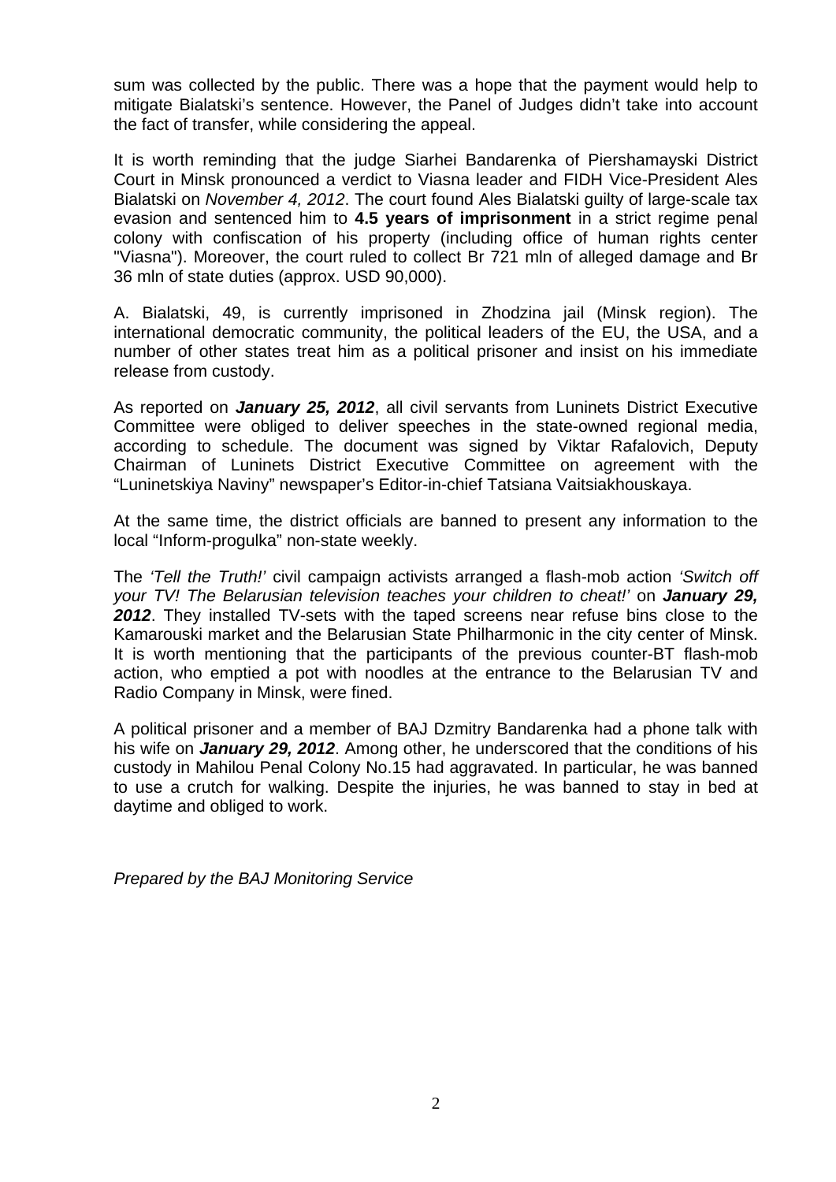sum was collected by the public. There was a hope that the payment would help to mitigate Bialatski's sentence. However, the Panel of Judges didn't take into account the fact of transfer, while considering the appeal.

It is worth reminding that the judge Siarhei Bandarenka of Piershamayski District Court in Minsk pronounced a verdict to Viasna leader and FIDH Vice-President Ales Bialatski on *November 4, 2012*. The court found Ales Bialatski guilty of large-scale tax evasion and sentenced him to **4.5 years of imprisonment** in a strict regime penal colony with confiscation of his property (including office of human rights center "Viasna"). Moreover, the court ruled to collect Br 721 mln of alleged damage and Br 36 mln of state duties (approx. USD 90,000).

A. Bialatski, 49, is currently imprisoned in Zhodzina jail (Minsk region). The international democratic community, the political leaders of the EU, the USA, and a number of other states treat him as a political prisoner and insist on his immediate release from custody.

As reported on ***January 25, 2012***, all civil servants from Luninets District Executive Committee were obliged to deliver speeches in the state-owned regional media, according to schedule. The document was signed by Viktar Rafalovich, Deputy Chairman of Luninets District Executive Committee on agreement with the "Luninetskiya Naviny" newspaper's Editor-in-chief Tatsiana Vaitsiakhouskaya.

At the same time, the district officials are banned to present any information to the local "Inform-progulka" non-state weekly.

The *'Tell the Truth!'* civil campaign activists arranged a flash-mob action *'Switch off your TV! The Belarusian television teaches your children to cheat!'* on ***January 29, 2012***. They installed TV-sets with the taped screens near refuse bins close to the Kamarouski market and the Belarusian State Philharmonic in the city center of Minsk. It is worth mentioning that the participants of the previous counter-BT flash-mob action, who emptied a pot with noodles at the entrance to the Belarusian TV and Radio Company in Minsk, were fined.

A political prisoner and a member of BAJ Dzmitry Bandarenka had a phone talk with his wife on ***January 29, 2012***. Among other, he underscored that the conditions of his custody in Mahilou Penal Colony No.15 had aggravated. In particular, he was banned to use a crutch for walking. Despite the injuries, he was banned to stay in bed at daytime and obliged to work.

*Prepared by the BAJ Monitoring Service*